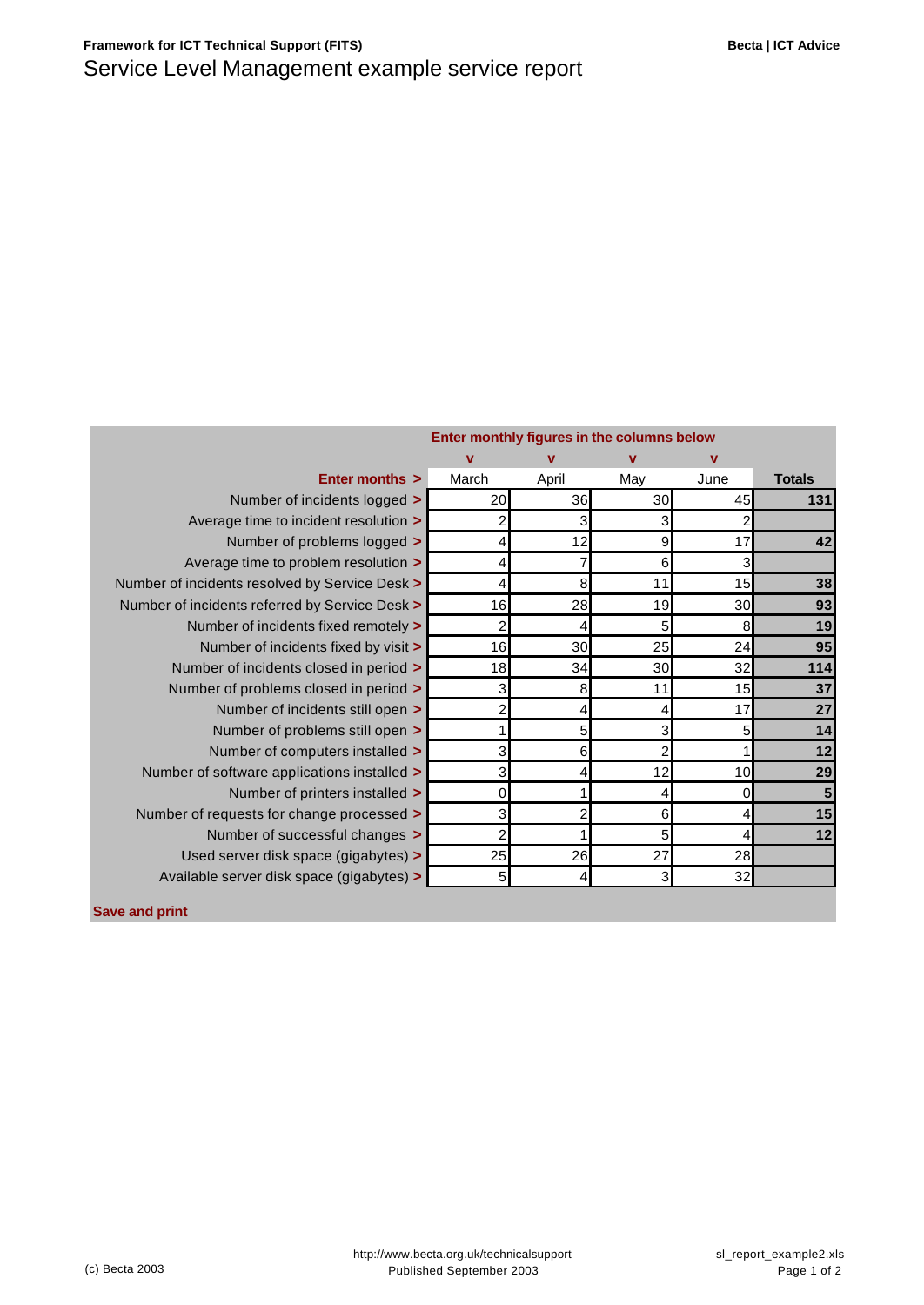**Framework for ICT Technical Support (FITS)** **Becta | ICT Advice**

# Service Level Management example service report

**Enter monthly figures in the columns below**

| **Enter months >** | March | April | May | June | **Totals** |
|---|---|---|---|---|---|
| Number of incidents logged **>** | 20 | 36 | 30 | 45 | **131** |
| Average time to incident resolution **>** | 2 | 3 | 3 | 2 | |
| Number of problems logged **>** | 4 | 12 | 9 | 17 | **42** |
| Average time to problem resolution **>** | 4 | 7 | 6 | 3 | |
| Number of incidents resolved by Service Desk **>** | 4 | 8 | 11 | 15 | **38** |
| Number of incidents referred by Service Desk **>** | 16 | 28 | 19 | 30 | **93** |
| Number of incidents fixed remotely **>** | 2 | 4 | 5 | 8 | **19** |
| Number of incidents fixed by visit **>** | 16 | 30 | 25 | 24 | **95** |
| Number of incidents closed in period **>** | 18 | 34 | 30 | 32 | **114** |
| Number of problems closed in period **>** | 3 | 8 | 11 | 15 | **37** |
| Number of incidents still open **>** | 2 | 4 | 4 | 17 | **27** |
| Number of problems still open **>** | 1 | 5 | 3 | 5 | **14** |
| Number of computers installed **>** | 3 | 6 | 2 | 1 | **12** |
| Number of software applications installed **>** | 3 | 4 | 12 | 10 | **29** |
| Number of printers installed **>** | 0 | 1 | 4 | 0 | **5** |
| Number of requests for change processed **>** | 3 | 2 | 6 | 4 | **15** |
| Number of successful changes **>** | 2 | 1 | 5 | 4 | **12** |
| Used server disk space (gigabytes) **>** | 25 | 26 | 27 | 28 | |
| Available server disk space (gigabytes) **>** | 5 | 4 | 3 | 32 | |

**Save and print**

(c) Becta 2003

http://www.becta.org.uk/technicalsupport
Published September 2003

sl_report_example2.xls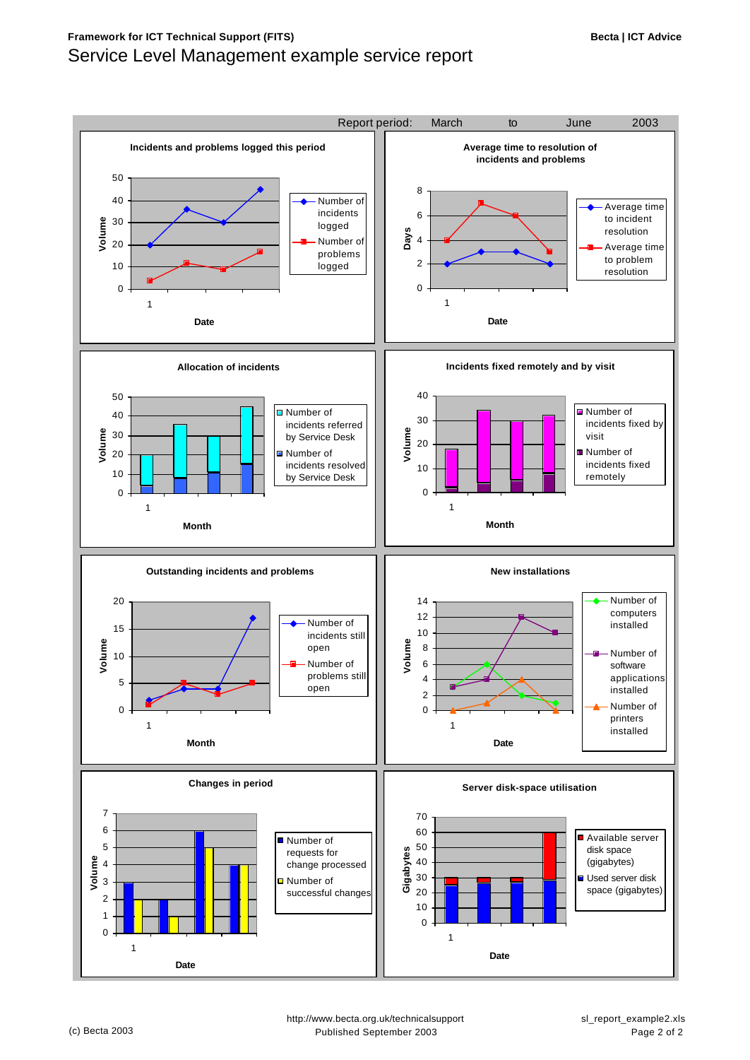# Framework for ICT Technical Support (FITS)

## Service Level Management example service report

Report period: March to June 2003

### Incidents and problems logged this period

Volume
50
40
30
20
10
0
1
Date

Number of incidents logged
Number of problems logged

### Average time to resolution of incidents and problems

Days
8
6
4
2
0
1
Date

Average time to incident resolution
Average time to problem resolution

### Allocation of incidents

Volume
50
40
30
20
10
0
1
Month

Number of incidents referred by Service Desk
Number of incidents resolved by Service Desk

### Incidents fixed remotely and by visit

Volume
40
30
20
10
0
1
Month

Number of incidents fixed by visit
Number of incidents fixed remotely

### Outstanding incidents and problems

Volume
20
15
10
5
0
1
Month

Number of incidents still open
Number of problems still open

### New installations

Volume
14
12
10
8
6
4
2
0
1
Date

Number of computers installed
Number of software applications installed
Number of printers installed

### Changes in period

Volume
7
6
5
4
3
2
1
0
1
Date

Number of requests for change processed
Number of successful changes

### Server disk-space utilisation

Gigabytes
70
60
50
40
30
20
10
0
1
Date

Available server disk space (gigabytes)
Used server disk space (gigabytes)

(c) Becta 2003

http://www.becta.org.uk/technicalsupport
Published September 2003

sl_report_example2.xls